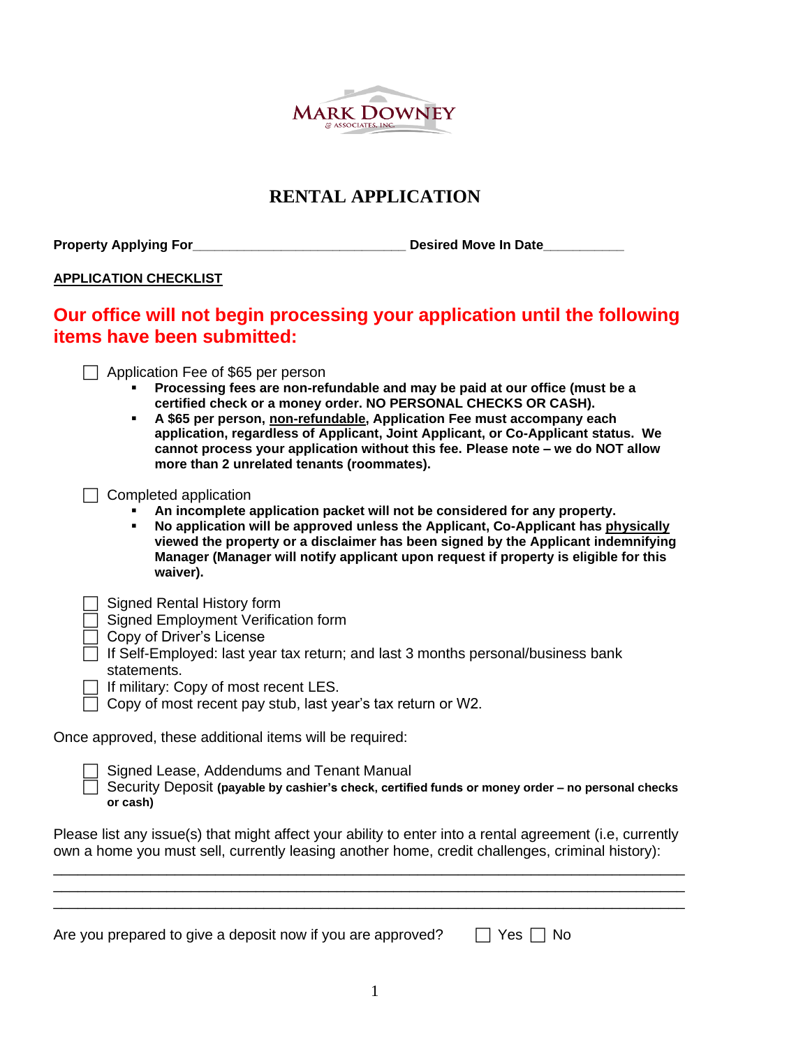MARK DOWNEY
& ASSOCIATES, INC.

# RENTAL APPLICATION

**Property Applying For**_____________________________ **Desired Move In Date**___________

**APPLICATION CHECKLIST**

## Our office will not begin processing your application until the following items have been submitted:

- ☐ Application Fee of $65 per person
  - **Processing fees are non-refundable and may be paid at our office (must be a certified check or a money order. NO PERSONAL CHECKS OR CASH).**
  - **A $65 per person, non-refundable, Application Fee must accompany each application, regardless of Applicant, Joint Applicant, or Co-Applicant status. We cannot process your application without this fee. Please note – we do NOT allow more than 2 unrelated tenants (roommates).**

- ☐ Completed application
  - **An incomplete application packet will not be considered for any property.**
  - **No application will be approved unless the Applicant, Co-Applicant has physically viewed the property or a disclaimer has been signed by the Applicant indemnifying Manager (Manager will notify applicant upon request if property is eligible for this waiver).**

- ☐ Signed Rental History form
- ☐ Signed Employment Verification form
- ☐ Copy of Driver's License
- ☐ If Self-Employed: last year tax return; and last 3 months personal/business bank statements.
- ☐ If military: Copy of most recent LES.
- ☐ Copy of most recent pay stub, last year's tax return or W2.

Once approved, these additional items will be required:

- ☐ Signed Lease, Addendums and Tenant Manual
- ☐ Security Deposit **(payable by cashier's check, certified funds or money order – no personal checks or cash)**

Please list any issue(s) that might affect your ability to enter into a rental agreement (i.e, currently own a home you must sell, currently leasing another home, credit challenges, criminal history):

_________________________________________________________________________________

_________________________________________________________________________________

_________________________________________________________________________________

Are you prepared to give a deposit now if you are approved? ☐ Yes ☐ No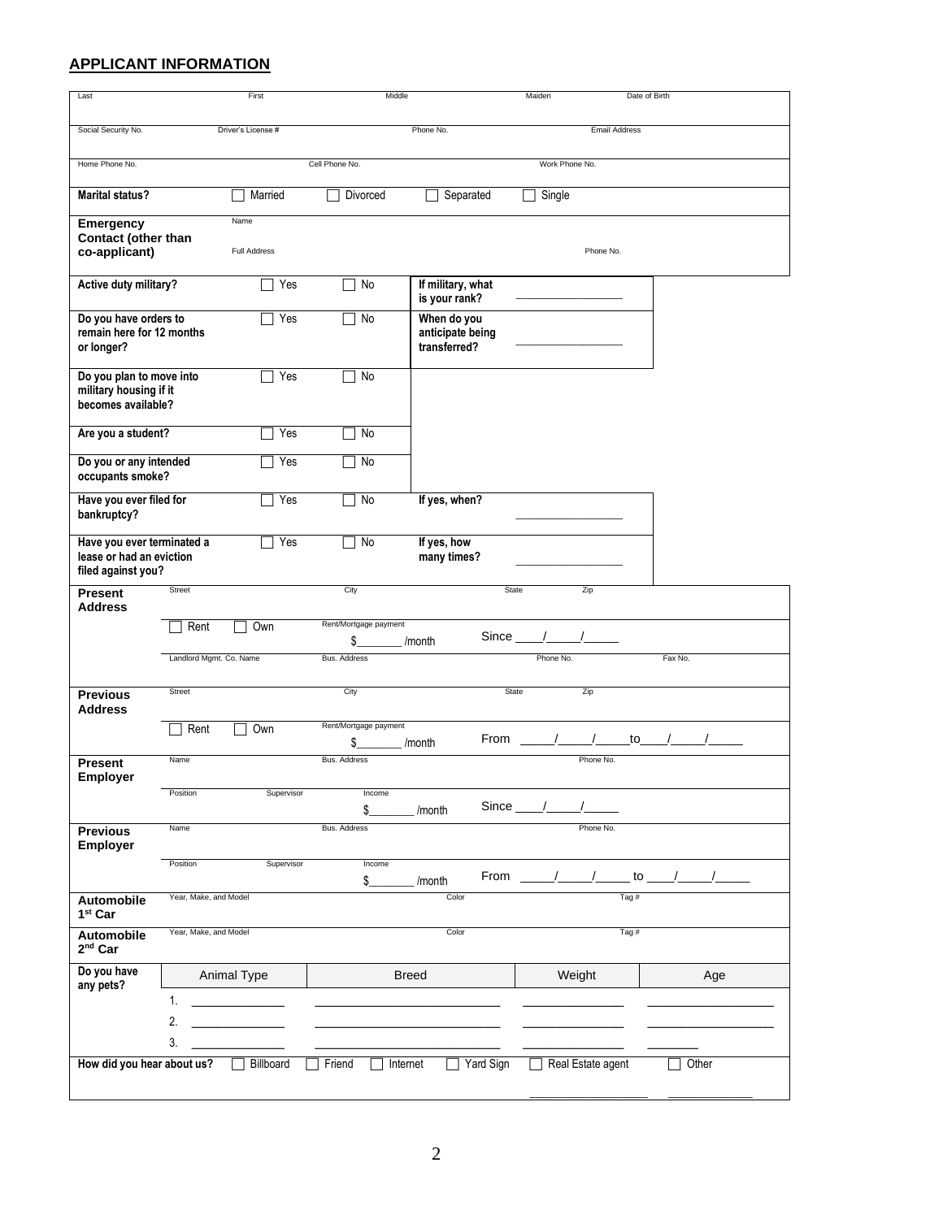## APPLICANT INFORMATION

| Last | First | Middle | Maiden | Date of Birth |
|---|---|---|---|---|
| | | | | |

| Social Security No. | Driver's License # | Phone No. | Email Address |
|---|---|---|---|
| | | | |

| Home Phone No. | Cell Phone No. | Work Phone No. |
|---|---|---|
| | | |

| | | | | |
|---|---|---|---|---|
| **Marital status?** | ☐ Married | ☐ Divorced | ☐ Separated | ☐ Single |
| **Emergency Contact (other than co-applicant)** | Name | | | |
| | Full Address | | | Phone No. |

| | | | | |
|---|---|---|---|---|
| **Active duty military?** | ☐ Yes | ☐ No | **If military, what is your rank?** | ________________ |
| **Do you have orders to remain here for 12 months or longer?** | ☐ Yes | ☐ No | **When do you anticipate being transferred?** | ________________ |
| **Do you plan to move into military housing if it becomes available?** | ☐ Yes | ☐ No | | |
| **Are you a student?** | ☐ Yes | ☐ No | | |
| **Do you or any intended occupants smoke?** | ☐ Yes | ☐ No | | |
| **Have you ever filed for bankruptcy?** | ☐ Yes | ☐ No | **If yes, when?** | ________________ |
| **Have you ever terminated a lease or had an eviction filed against you?** | ☐ Yes | ☐ No | **If yes, how many times?** | ________________ |

| | | | | | |
|---|---|---|---|---|---|
| **Present Address** | Street | City | State | Zip | |
| | ☐ Rent ☐ Own | Rent/Mortgage payment $_______ /month | Since ____/_____/_____ | | |
| | Landlord Mgmt. Co. Name | Bus. Address | | Phone No. | Fax No. |
| **Previous Address** | Street | City | State | Zip | |
| | ☐ Rent ☐ Own | Rent/Mortgage payment $_______ /month | From _____/_____/_____to____/_____/_____ | | |
| **Present Employer** | Name | Bus. Address | | Phone No. | |
| | Position / Supervisor | Income $_______ /month | Since ____/_____/_____ | | |
| **Previous Employer** | Name | Bus. Address | | Phone No. | |
| | Position / Supervisor | Income $_______ /month | From _____/_____/_____ to ____/_____/_____ | | |
| **Automobile 1st Car** | Year, Make, and Model | | Color | Tag # | |
| **Automobile 2nd Car** | Year, Make, and Model | | Color | Tag # | |

| **Do you have any pets?** | Animal Type | Breed | Weight | Age |
|---|---|---|---|---|
| | 1. ____________ | ______________________ | ____________ | ______________ |
| | 2. ____________ | ______________________ | ____________ | ______________ |
| | 3. ____________ | ______________________ | ____________ | ________ |

**How did you hear about us?** ☐ Billboard ☐ Friend ☐ Internet ☐ Yard Sign ☐ Real Estate agent ☐ Other

________________ ____________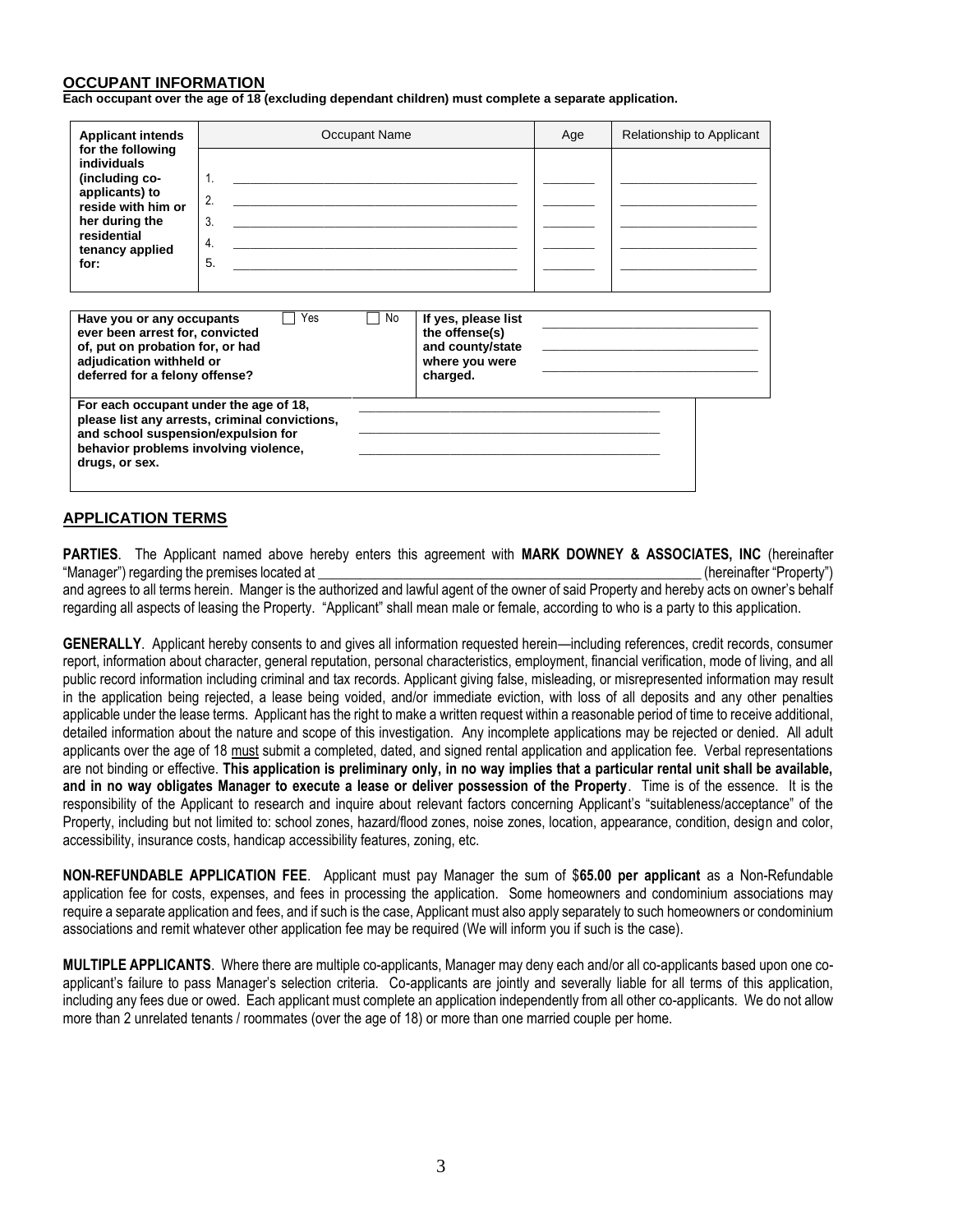## OCCUPANT INFORMATION

**Each occupant over the age of 18 (excluding dependant children) must complete a separate application.**

| **Applicant intends for the following individuals (including co-applicants) to reside with him or her during the residential tenancy applied for:** | Occupant Name | Age | Relationship to Applicant |
|---|---|---|---|
| | 1. ______________________________ | _______ | ________________ |
| | 2. ______________________________ | _______ | ________________ |
| | 3. ______________________________ | _______ | ________________ |
| | 4. ______________________________ | _______ | ________________ |
| | 5. ______________________________ | _______ | ________________ |

| **Have you or any occupants ever been arrest for, convicted of, put on probation for, or had adjudication withheld or deferred for a felony offense?** | ☐ Yes | ☐ No | **If yes, please list the offense(s) and county/state where you were charged.** | ______________________________ ______________________________ ______________________________ |
|---|---|---|---|---|

| **For each occupant under the age of 18, please list any arrests, criminal convictions, and school suspension/expulsion for behavior problems involving violence, drugs, or sex.** | ______________________________ ______________________________ ______________________________ |
|---|---|

## APPLICATION TERMS

**PARTIES**. The Applicant named above hereby enters this agreement with **MARK DOWNEY & ASSOCIATES, INC** (hereinafter "Manager") regarding the premises located at ______________________________________________ (hereinafter "Property") and agrees to all terms herein. Manger is the authorized and lawful agent of the owner of said Property and hereby acts on owner's behalf regarding all aspects of leasing the Property. "Applicant" shall mean male or female, according to who is a party to this application.

**GENERALLY**. Applicant hereby consents to and gives all information requested herein—including references, credit records, consumer report, information about character, general reputation, personal characteristics, employment, financial verification, mode of living, and all public record information including criminal and tax records. Applicant giving false, misleading, or misrepresented information may result in the application being rejected, a lease being voided, and/or immediate eviction, with loss of all deposits and any other penalties applicable under the lease terms. Applicant has the right to make a written request within a reasonable period of time to receive additional, detailed information about the nature and scope of this investigation. Any incomplete applications may be rejected or denied. All adult applicants over the age of 18 must submit a completed, dated, and signed rental application and application fee. Verbal representations are not binding or effective. **This application is preliminary only, in no way implies that a particular rental unit shall be available, and in no way obligates Manager to execute a lease or deliver possession of the Property**. Time is of the essence. It is the responsibility of the Applicant to research and inquire about relevant factors concerning Applicant's "suitableness/acceptance" of the Property, including but not limited to: school zones, hazard/flood zones, noise zones, location, appearance, condition, design and color, accessibility, insurance costs, handicap accessibility features, zoning, etc.

**NON-REFUNDABLE APPLICATION FEE**. Applicant must pay Manager the sum of $**65.00 per applicant** as a Non-Refundable application fee for costs, expenses, and fees in processing the application. Some homeowners and condominium associations may require a separate application and fees, and if such is the case, Applicant must also apply separately to such homeowners or condominium associations and remit whatever other application fee may be required (We will inform you if such is the case).

**MULTIPLE APPLICANTS**. Where there are multiple co-applicants, Manager may deny each and/or all co-applicants based upon one co-applicant's failure to pass Manager's selection criteria. Co-applicants are jointly and severally liable for all terms of this application, including any fees due or owed. Each applicant must complete an application independently from all other co-applicants. We do not allow more than 2 unrelated tenants / roommates (over the age of 18) or more than one married couple per home.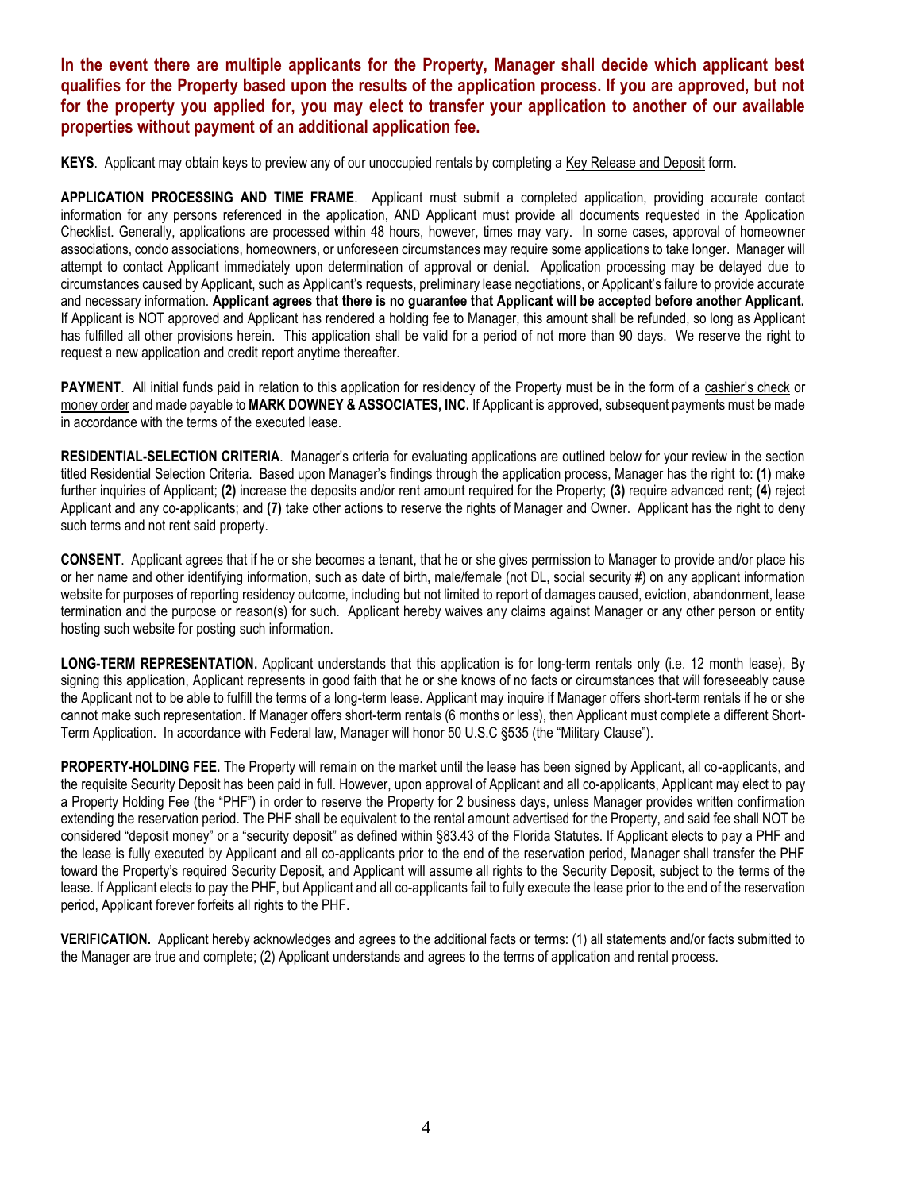**In the event there are multiple applicants for the Property, Manager shall decide which applicant best qualifies for the Property based upon the results of the application process. If you are approved, but not for the property you applied for, you may elect to transfer your application to another of our available properties without payment of an additional application fee.**

**KEYS**. Applicant may obtain keys to preview any of our unoccupied rentals by completing a Key Release and Deposit form.

**APPLICATION PROCESSING AND TIME FRAME**. Applicant must submit a completed application, providing accurate contact information for any persons referenced in the application, AND Applicant must provide all documents requested in the Application Checklist. Generally, applications are processed within 48 hours, however, times may vary. In some cases, approval of homeowner associations, condo associations, homeowners, or unforeseen circumstances may require some applications to take longer. Manager will attempt to contact Applicant immediately upon determination of approval or denial. Application processing may be delayed due to circumstances caused by Applicant, such as Applicant's requests, preliminary lease negotiations, or Applicant's failure to provide accurate and necessary information. **Applicant agrees that there is no guarantee that Applicant will be accepted before another Applicant.** If Applicant is NOT approved and Applicant has rendered a holding fee to Manager, this amount shall be refunded, so long as Applicant has fulfilled all other provisions herein. This application shall be valid for a period of not more than 90 days. We reserve the right to request a new application and credit report anytime thereafter.

**PAYMENT**. All initial funds paid in relation to this application for residency of the Property must be in the form of a cashier's check or money order and made payable to **MARK DOWNEY & ASSOCIATES, INC.** If Applicant is approved, subsequent payments must be made in accordance with the terms of the executed lease.

**RESIDENTIAL-SELECTION CRITERIA**. Manager's criteria for evaluating applications are outlined below for your review in the section titled Residential Selection Criteria. Based upon Manager's findings through the application process, Manager has the right to: **(1)** make further inquiries of Applicant; **(2)** increase the deposits and/or rent amount required for the Property; **(3)** require advanced rent; **(4)** reject Applicant and any co-applicants; and **(7)** take other actions to reserve the rights of Manager and Owner. Applicant has the right to deny such terms and not rent said property.

**CONSENT**. Applicant agrees that if he or she becomes a tenant, that he or she gives permission to Manager to provide and/or place his or her name and other identifying information, such as date of birth, male/female (not DL, social security #) on any applicant information website for purposes of reporting residency outcome, including but not limited to report of damages caused, eviction, abandonment, lease termination and the purpose or reason(s) for such. Applicant hereby waives any claims against Manager or any other person or entity hosting such website for posting such information.

**LONG-TERM REPRESENTATION.** Applicant understands that this application is for long-term rentals only (i.e. 12 month lease), By signing this application, Applicant represents in good faith that he or she knows of no facts or circumstances that will foreseeably cause the Applicant not to be able to fulfill the terms of a long-term lease. Applicant may inquire if Manager offers short-term rentals if he or she cannot make such representation. If Manager offers short-term rentals (6 months or less), then Applicant must complete a different Short-Term Application. In accordance with Federal law, Manager will honor 50 U.S.C §535 (the "Military Clause").

**PROPERTY-HOLDING FEE.** The Property will remain on the market until the lease has been signed by Applicant, all co-applicants, and the requisite Security Deposit has been paid in full. However, upon approval of Applicant and all co-applicants, Applicant may elect to pay a Property Holding Fee (the "PHF") in order to reserve the Property for 2 business days, unless Manager provides written confirmation extending the reservation period. The PHF shall be equivalent to the rental amount advertised for the Property, and said fee shall NOT be considered "deposit money" or a "security deposit" as defined within §83.43 of the Florida Statutes. If Applicant elects to pay a PHF and the lease is fully executed by Applicant and all co-applicants prior to the end of the reservation period, Manager shall transfer the PHF toward the Property's required Security Deposit, and Applicant will assume all rights to the Security Deposit, subject to the terms of the lease. If Applicant elects to pay the PHF, but Applicant and all co-applicants fail to fully execute the lease prior to the end of the reservation period, Applicant forever forfeits all rights to the PHF.

**VERIFICATION.** Applicant hereby acknowledges and agrees to the additional facts or terms: (1) all statements and/or facts submitted to the Manager are true and complete; (2) Applicant understands and agrees to the terms of application and rental process.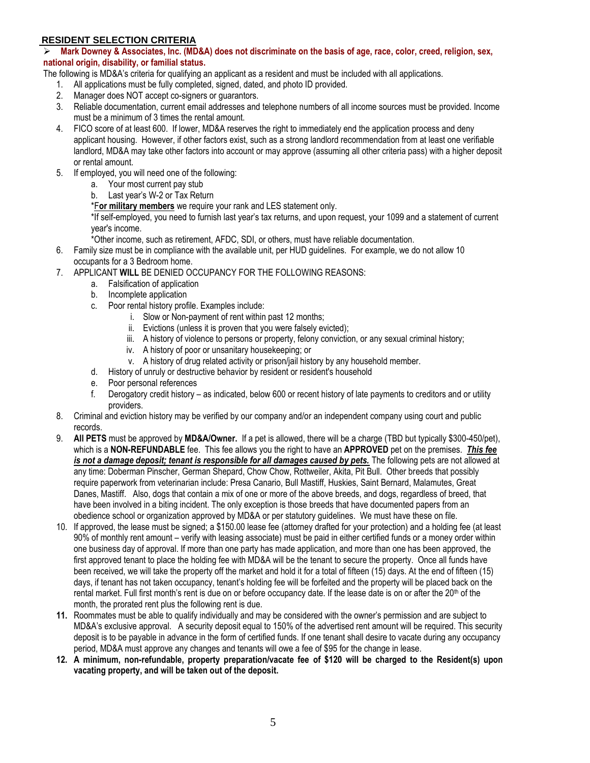## RESIDENT SELECTION CRITERIA

- **Mark Downey & Associates, Inc. (MD&A) does not discriminate on the basis of age, race, color, creed, religion, sex, national origin, disability, or familial status.**

The following is MD&A's criteria for qualifying an applicant as a resident and must be included with all applications.

1. All applications must be fully completed, signed, dated, and photo ID provided.
2. Manager does NOT accept co-signers or guarantors.
3. Reliable documentation, current email addresses and telephone numbers of all income sources must be provided. Income must be a minimum of 3 times the rental amount.
4. FICO score of at least 600. If lower, MD&A reserves the right to immediately end the application process and deny applicant housing. However, if other factors exist, such as a strong landlord recommendation from at least one verifiable landlord, MD&A may take other factors into account or may approve (assuming all other criteria pass) with a higher deposit or rental amount.
5. If employed, you will need one of the following:
   a. Your most current pay stub
   b. Last year's W-2 or Tax Return

   *F**or military members** we require your rank and LES statement only.

   *If self-employed, you need to furnish last year's tax returns, and upon request, your 1099 and a statement of current year's income.

   *Other income, such as retirement, AFDC, SDI, or others, must have reliable documentation.
6. Family size must be in compliance with the available unit, per HUD guidelines. For example, we do not allow 10 occupants for a 3 Bedroom home.
7. APPLICANT **WILL** BE DENIED OCCUPANCY FOR THE FOLLOWING REASONS:
   a. Falsification of application
   b. Incomplete application
   c. Poor rental history profile. Examples include:
      i. Slow or Non-payment of rent within past 12 months;
      ii. Evictions (unless it is proven that you were falsely evicted);
      iii. A history of violence to persons or property, felony conviction, or any sexual criminal history;
      iv. A history of poor or unsanitary housekeeping; or
      v. A history of drug related activity or prison/jail history by any household member.
   d. History of unruly or destructive behavior by resident or resident's household
   e. Poor personal references
   f. Derogatory credit history – as indicated, below 600 or recent history of late payments to creditors and or utility providers.
8. Criminal and eviction history may be verified by our company and/or an independent company using court and public records.
9. **All PETS** must be approved by **MD&A/Owner.** If a pet is allowed, there will be a charge (TBD but typically $300-450/pet), which is a **NON-REFUNDABLE** fee. This fee allows you the right to have an **APPROVED** pet on the premises. ***This fee is not a damage deposit; tenant is responsible for all damages caused by pets.*** The following pets are not allowed at any time: Doberman Pinscher, German Shepard, Chow Chow, Rottweiler, Akita, Pit Bull. Other breeds that possibly require paperwork from veterinarian include: Presa Canario, Bull Mastiff, Huskies, Saint Bernard, Malamutes, Great Danes, Mastiff. Also, dogs that contain a mix of one or more of the above breeds, and dogs, regardless of breed, that have been involved in a biting incident. The only exception is those breeds that have documented papers from an obedience school or organization approved by MD&A or per statutory guidelines. We must have these on file.
10. If approved, the lease must be signed; a $150.00 lease fee (attorney drafted for your protection) and a holding fee (at least 90% of monthly rent amount – verify with leasing associate) must be paid in either certified funds or a money order within one business day of approval. If more than one party has made application, and more than one has been approved, the first approved tenant to place the holding fee with MD&A will be the tenant to secure the property. Once all funds have been received, we will take the property off the market and hold it for a total of fifteen (15) days. At the end of fifteen (15) days, if tenant has not taken occupancy, tenant's holding fee will be forfeited and the property will be placed back on the rental market. Full first month's rent is due on or before occupancy date. If the lease date is on or after the 20th of the month, the prorated rent plus the following rent is due.
11. Roommates must be able to qualify individually and may be considered with the owner's permission and are subject to MD&A's exclusive approval. A security deposit equal to 150% of the advertised rent amount will be required. This security deposit is to be payable in advance in the form of certified funds. If one tenant shall desire to vacate during any occupancy period, MD&A must approve any changes and tenants will owe a fee of $95 for the change in lease.
12. **A minimum, non-refundable, property preparation/vacate fee of $120 will be charged to the Resident(s) upon vacating property, and will be taken out of the deposit.**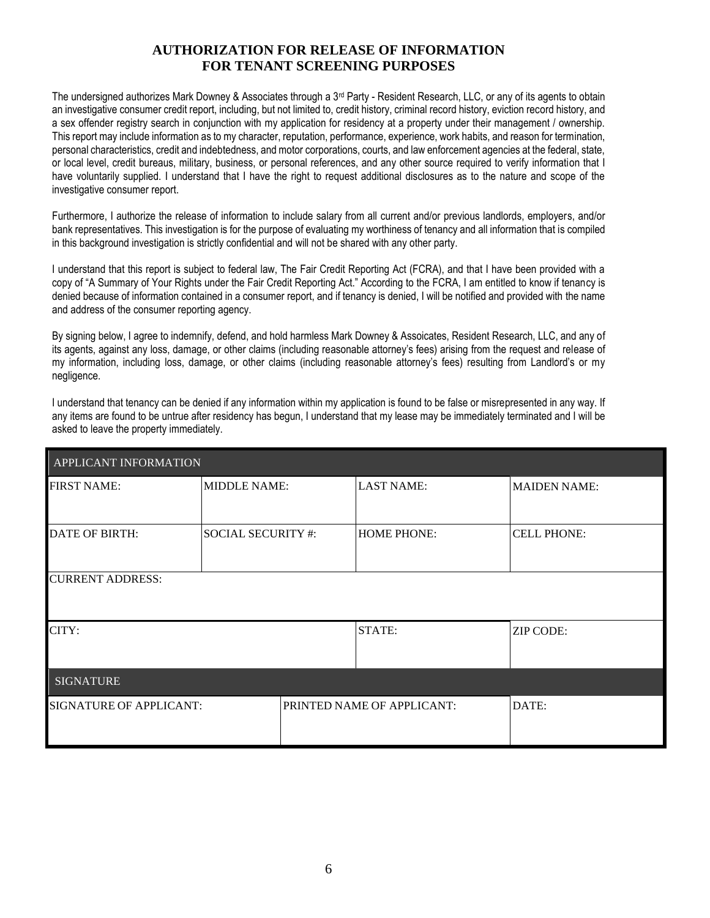# AUTHORIZATION FOR RELEASE OF INFORMATION FOR TENANT SCREENING PURPOSES

The undersigned authorizes Mark Downey & Associates through a 3rd Party - Resident Research, LLC, or any of its agents to obtain an investigative consumer credit report, including, but not limited to, credit history, criminal record history, eviction record history, and a sex offender registry search in conjunction with my application for residency at a property under their management / ownership. This report may include information as to my character, reputation, performance, experience, work habits, and reason for termination, personal characteristics, credit and indebtedness, and motor corporations, courts, and law enforcement agencies at the federal, state, or local level, credit bureaus, military, business, or personal references, and any other source required to verify information that I have voluntarily supplied. I understand that I have the right to request additional disclosures as to the nature and scope of the investigative consumer report.

Furthermore, I authorize the release of information to include salary from all current and/or previous landlords, employers, and/or bank representatives. This investigation is for the purpose of evaluating my worthiness of tenancy and all information that is compiled in this background investigation is strictly confidential and will not be shared with any other party.

I understand that this report is subject to federal law, The Fair Credit Reporting Act (FCRA), and that I have been provided with a copy of "A Summary of Your Rights under the Fair Credit Reporting Act." According to the FCRA, I am entitled to know if tenancy is denied because of information contained in a consumer report, and if tenancy is denied, I will be notified and provided with the name and address of the consumer reporting agency.

By signing below, I agree to indemnify, defend, and hold harmless Mark Downey & Assoicates, Resident Research, LLC, and any of its agents, against any loss, damage, or other claims (including reasonable attorney's fees) arising from the request and release of my information, including loss, damage, or other claims (including reasonable attorney's fees) resulting from Landlord's or my negligence.

I understand that tenancy can be denied if any information within my application is found to be false or misrepresented in any way. If any items are found to be untrue after residency has begun, I understand that my lease may be immediately terminated and I will be asked to leave the property immediately.

| APPLICANT INFORMATION | | | |
|---|---|---|---|
| FIRST NAME: | MIDDLE NAME: | LAST NAME: | MAIDEN NAME: |
| DATE OF BIRTH: | SOCIAL SECURITY #: | HOME PHONE: | CELL PHONE: |
| CURRENT ADDRESS: | | | |
| CITY: | | STATE: | ZIP CODE: |

| SIGNATURE | | |
|---|---|---|
| SIGNATURE OF APPLICANT: | PRINTED NAME OF APPLICANT: | DATE: |